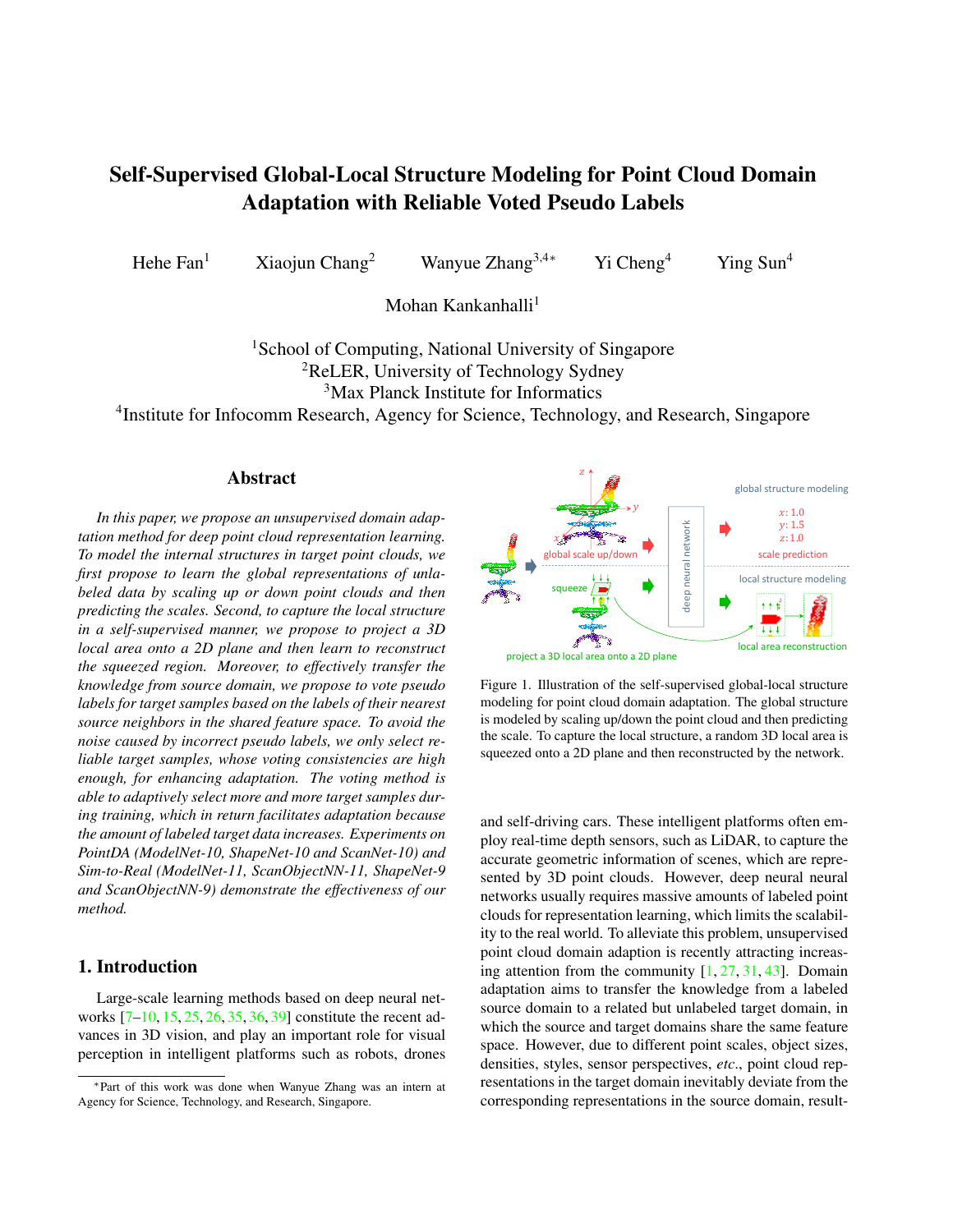# Self-Supervised Global-Local Structure Modeling for Point Cloud Domain Adaptation with Reliable Voted Pseudo Labels

Hehe Fan[1] Xiaojun Chang[2] Wanyue Zhang[3,4*] Yi Cheng[4] Ying Sun[4]

Mohan Kankanhalli[1]

[1]School of Computing, National University of Singapore
[2]ReLER, University of Technology Sydney
[3]Max Planck Institute for Informatics
[4]Institute for Infocomm Research, Agency for Science, Technology, and Research, Singapore

## Abstract

*In this paper, we propose an unsupervised domain adaptation method for deep point cloud representation learning. To model the internal structures in target point clouds, we first propose to learn the global representations of unlabeled data by scaling up or down point clouds and then predicting the scales. Second, to capture the local structure in a self-supervised manner, we propose to project a 3D local area onto a 2D plane and then learn to reconstruct the squeezed region. Moreover, to effectively transfer the knowledge from source domain, we propose to vote pseudo labels for target samples based on the labels of their nearest source neighbors in the shared feature space. To avoid the noise caused by incorrect pseudo labels, we only select reliable target samples, whose voting consistencies are high enough, for enhancing adaptation. The voting method is able to adaptively select more and more target samples during training, which in return facilitates adaptation because the amount of labeled target data increases. Experiments on PointDA (ModelNet-10, ShapeNet-10 and ScanNet-10) and Sim-to-Real (ModelNet-11, ScanObjectNN-11, ShapeNet-9 and ScanObjectNN-9) demonstrate the effectiveness of our method.*

## 1. Introduction

Large-scale learning methods based on deep neural networks [7–10, 15, 25, 26, 35, 36, 39] constitute the recent advances in 3D vision, and play an important role for visual perception in intelligent platforms such as robots, drones and self-driving cars. These intelligent platforms often employ real-time depth sensors, such as LiDAR, to capture the accurate geometric information of scenes, which are represented by 3D point clouds. However, deep neural networks usually requires massive amounts of labeled point clouds for representation learning, which limits the scalability to the real world. To alleviate this problem, unsupervised point cloud domain adaption is recently attracting increasing attention from the community [1, 27, 31, 43]. Domain adaptation aims to transfer the knowledge from a labeled source domain to a related but unlabeled target domain, in which the source and target domains share the same feature space. However, due to different point scales, object sizes, densities, styles, sensor perspectives, *etc*., point cloud representations in the target domain inevitably deviate from the corresponding representations in the source domain, result-

Figure 1. Illustration of the self-supervised global-local structure modeling for point cloud domain adaptation. The global structure is modeled by scaling up/down the point cloud and then predicting the scale. To capture the local structure, a random 3D local area is squeezed onto a 2D plane and then reconstructed by the network.

*Part of this work was done when Wanyue Zhang was an intern at Agency for Science, Technology, and Research, Singapore.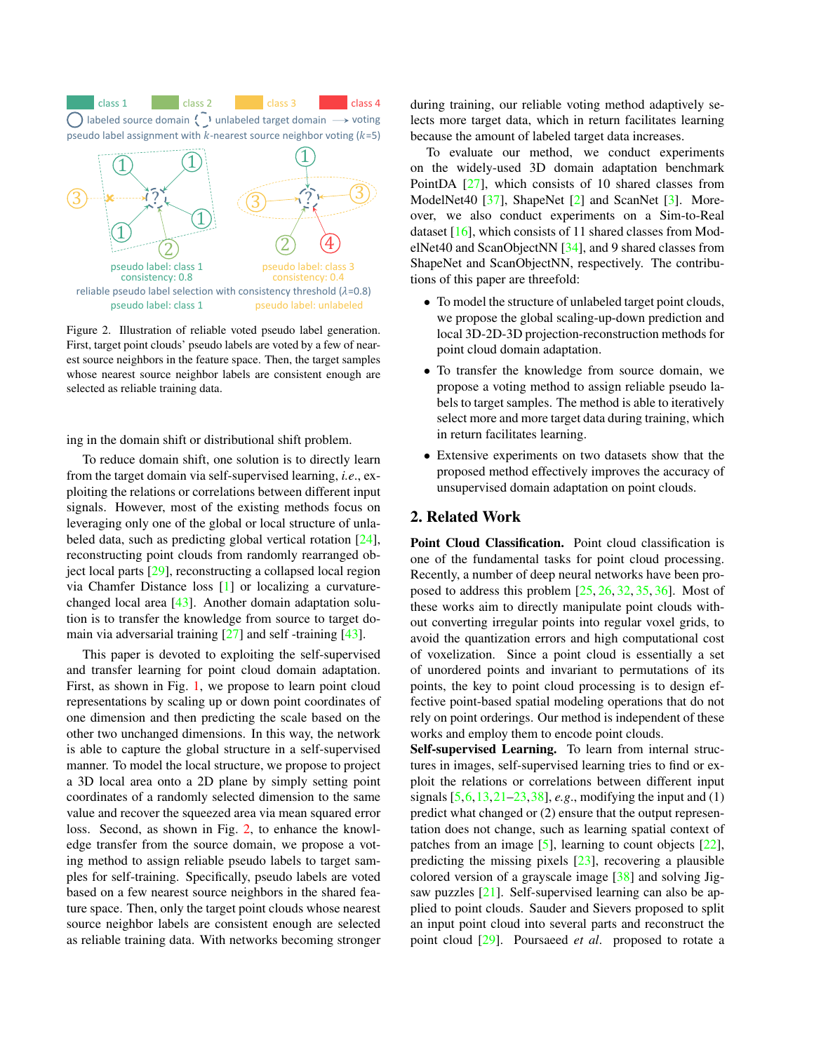Figure 2. Illustration of reliable voted pseudo label generation. First, target point clouds' pseudo labels are voted by a few of nearest source neighbors in the feature space. Then, the target samples whose nearest source neighbor labels are consistent enough are selected as reliable training data.

ing in the domain shift or distributional shift problem.

To reduce domain shift, one solution is to directly learn from the target domain via self-supervised learning, *i.e.*, exploiting the relations or correlations between different input signals. However, most of the existing methods focus on leveraging only one of the global or local structure of unlabeled data, such as predicting global vertical rotation [24], reconstructing point clouds from randomly rearranged object local parts [29], reconstructing a collapsed local region via Chamfer Distance loss [1] or localizing a curvature-changed local area [43]. Another domain adaptation solution is to transfer the knowledge from source to target domain via adversarial training [27] and self -training [43].

This paper is devoted to exploiting the self-supervised and transfer learning for point cloud domain adaptation. First, as shown in Fig. 1, we propose to learn point cloud representations by scaling up or down point coordinates of one dimension and then predicting the scale based on the other two unchanged dimensions. In this way, the network is able to capture the global structure in a self-supervised manner. To model the local structure, we propose to project a 3D local area onto a 2D plane by simply setting point coordinates of a randomly selected dimension to the same value and recover the squeezed area via mean squared error loss. Second, as shown in Fig. 2, to enhance the knowledge transfer from the source domain, we propose a voting method to assign reliable pseudo labels to target samples for self-training. Specifically, pseudo labels are voted based on a few nearest source neighbors in the shared feature space. Then, only the target point clouds whose nearest source neighbor labels are consistent enough are selected as reliable training data. With networks becoming stronger during training, our reliable voting method adaptively selects more target data, which in return facilitates learning because the amount of labeled target data increases.

To evaluate our method, we conduct experiments on the widely-used 3D domain adaptation benchmark PointDA [27], which consists of 10 shared classes from ModelNet40 [37], ShapeNet [2] and ScanNet [3]. Moreover, we also conduct experiments on a Sim-to-Real dataset [16], which consists of 11 shared classes from ModelNet40 and ScanObjectNN [34], and 9 shared classes from ShapeNet and ScanObjectNN, respectively. The contributions of this paper are threefold:

- To model the structure of unlabeled target point clouds, we propose the global scaling-up-down prediction and local 3D-2D-3D projection-reconstruction methods for point cloud domain adaptation.
- To transfer the knowledge from source domain, we propose a voting method to assign reliable pseudo labels to target samples. The method is able to iteratively select more and more target data during training, which in return facilitates learning.
- Extensive experiments on two datasets show that the proposed method effectively improves the accuracy of unsupervised domain adaptation on point clouds.

## 2. Related Work

**Point Cloud Classification.** Point cloud classification is one of the fundamental tasks for point cloud processing. Recently, a number of deep neural networks have been proposed to address this problem [25, 26, 32, 35, 36]. Most of these works aim to directly manipulate point clouds without converting irregular points into regular voxel grids, to avoid the quantization errors and high computational cost of voxelization. Since a point cloud is essentially a set of unordered points and invariant to permutations of its points, the key to point cloud processing is to design effective point-based spatial modeling operations that do not rely on point orderings. Our method is independent of these works and employ them to encode point clouds.

**Self-supervised Learning.** To learn from internal structures in images, self-supervised learning tries to find or exploit the relations or correlations between different input signals [5, 6, 13, 21–23, 38], *e.g.*, modifying the input and (1) predict what changed or (2) ensure that the output representation does not change, such as learning spatial context of patches from an image [5], learning to count objects [22], predicting the missing pixels [23], recovering a plausible colored version of a grayscale image [38] and solving Jigsaw puzzles [21]. Self-supervised learning can also be applied to point clouds. Sauder and Sievers proposed to split an input point cloud into several parts and reconstruct the point cloud [29]. Poursaeed *et al*. proposed to rotate a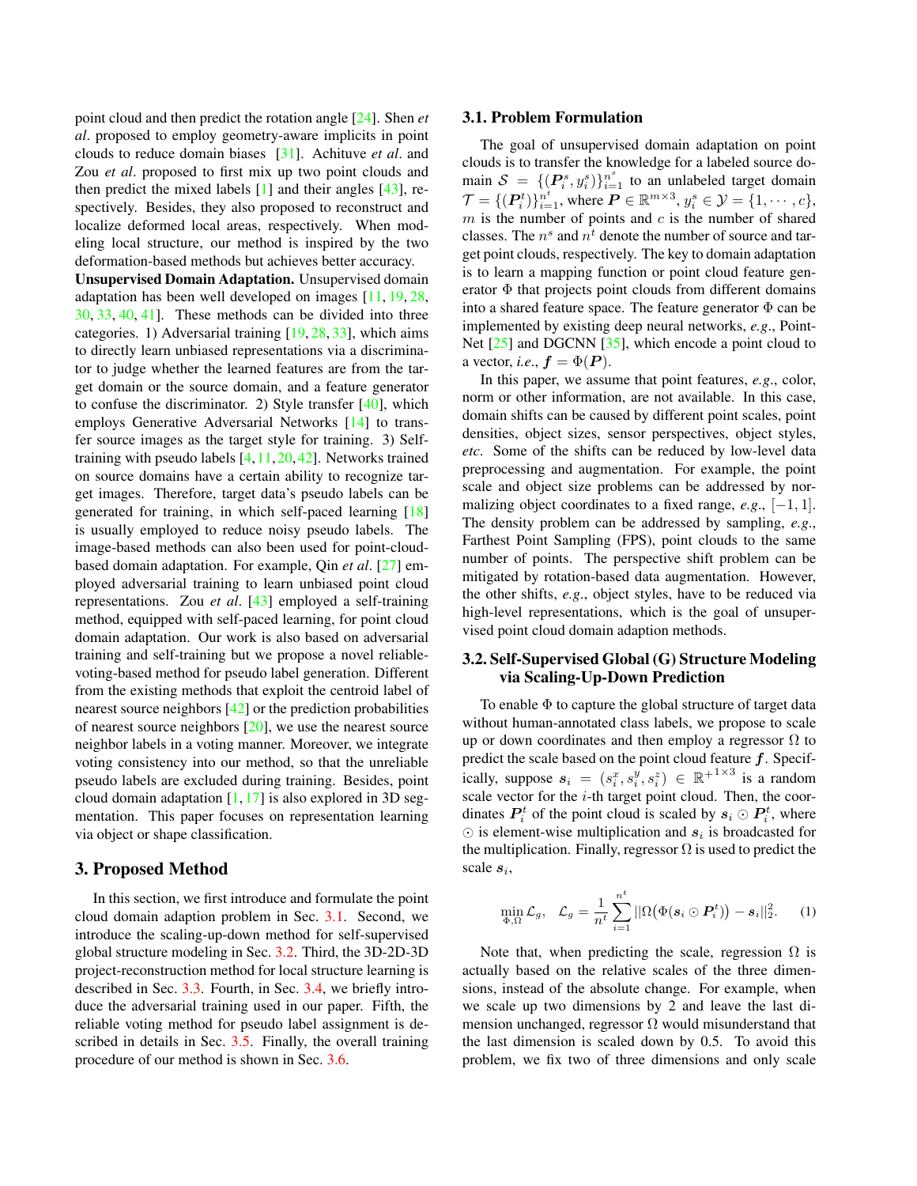point cloud and then predict the rotation angle [24]. Shen *et al*. proposed to employ geometry-aware implicits in point clouds to reduce domain biases [31]. Achituve *et al*. and Zou *et al*. proposed to first mix up two point clouds and then predict the mixed labels [1] and their angles [43], respectively. Besides, they also proposed to reconstruct and localize deformed local areas, respectively. When modeling local structure, our method is inspired by the two deformation-based methods but achieves better accuracy.

**Unsupervised Domain Adaptation.** Unsupervised domain adaptation has been well developed on images [11, 19, 28, 30, 33, 40, 41]. These methods can be divided into three categories. 1) Adversarial training [19, 28, 33], which aims to directly learn unbiased representations via a discriminator to judge whether the learned features are from the target domain or the source domain, and a feature generator to confuse the discriminator. 2) Style transfer [40], which employs Generative Adversarial Networks [14] to transfer source images as the target style for training. 3) Self-training with pseudo labels [4, 11, 20, 42]. Networks trained on source domains have a certain ability to recognize target images. Therefore, target data's pseudo labels can be generated for training, in which self-paced learning [18] is usually employed to reduce noisy pseudo labels. The image-based methods can also been used for point-cloud-based domain adaptation. For example, Qin *et al*. [27] employed adversarial training to learn unbiased point cloud representations. Zou *et al*. [43] employed a self-training method, equipped with self-paced learning, for point cloud domain adaptation. Our work is also based on adversarial training and self-training but we propose a novel reliable-voting-based method for pseudo label generation. Different from the existing methods that exploit the centroid label of nearest source neighbors [42] or the prediction probabilities of nearest source neighbors [20], we use the nearest source neighbor labels in a voting manner. Moreover, we integrate voting consistency into our method, so that the unreliable pseudo labels are excluded during training. Besides, point cloud domain adaptation [1, 17] is also explored in 3D segmentation. This paper focuses on representation learning via object or shape classification.

# 3. Proposed Method

In this section, we first introduce and formulate the point cloud domain adaption problem in Sec. 3.1. Second, we introduce the scaling-up-down method for self-supervised global structure modeling in Sec. 3.2. Third, the 3D-2D-3D project-reconstruction method for local structure learning is described in Sec. 3.3. Fourth, in Sec. 3.4, we briefly introduce the adversarial training used in our paper. Fifth, the reliable voting method for pseudo label assignment is described in details in Sec. 3.5. Finally, the overall training procedure of our method is shown in Sec. 3.6.

## 3.1. Problem Formulation

The goal of unsupervised domain adaptation on point clouds is to transfer the knowledge for a labeled source domain $\mathcal{S} = \{(\boldsymbol{P}_i^s, y_i^s)\}_{i=1}^{n^s}$ to an unlabeled target domain $\mathcal{T} = \{(\boldsymbol{P}_i^t)\}_{i=1}^{n^t}$, where $\boldsymbol{P} \in \mathbb{R}^{m\times 3}$, $y_i^s \in \mathcal{Y} = \{1, \cdots, c\}$, $m$ is the number of points and $c$ is the number of shared classes. The $n^s$ and $n^t$ denote the number of source and target point clouds, respectively. The key to domain adaptation is to learn a mapping function or point cloud feature generator $\Phi$ that projects point clouds from different domains into a shared feature space. The feature generator $\Phi$ can be implemented by existing deep neural networks, *e.g*., PointNet [25] and DGCNN [35], which encode a point cloud to a vector, *i.e*., $\boldsymbol{f} = \Phi(\boldsymbol{P})$.

In this paper, we assume that point features, *e.g*., color, norm or other information, are not available. In this case, domain shifts can be caused by different point scales, point densities, object sizes, sensor perspectives, object styles, *etc*. Some of the shifts can be reduced by low-level data preprocessing and augmentation. For example, the point scale and object size problems can be addressed by normalizing object coordinates to a fixed range, *e.g*., $[-1, 1]$. The density problem can be addressed by sampling, *e.g*., Farthest Point Sampling (FPS), point clouds to the same number of points. The perspective shift problem can be mitigated by rotation-based data augmentation. However, the other shifts, *e.g*., object styles, have to be reduced via high-level representations, which is the goal of unsupervised point cloud domain adaption methods.

## 3.2. Self-Supervised Global (G) Structure Modeling via Scaling-Up-Down Prediction

To enable $\Phi$ to capture the global structure of target data without human-annotated class labels, we propose to scale up or down coordinates and then employ a regressor $\Omega$ to predict the scale based on the point cloud feature $\boldsymbol{f}$. Specifically, suppose $\boldsymbol{s}_i = (s_i^x, s_i^y, s_i^z) \in \mathbb{R}^{+1\times 3}$ is a random scale vector for the $i$-th target point cloud. Then, the coordinates $\boldsymbol{P}_i^t$ of the point cloud is scaled by $\boldsymbol{s}_i \odot \boldsymbol{P}_i^t$, where $\odot$ is element-wise multiplication and $\boldsymbol{s}_i$ is broadcasted for the multiplication. Finally, regressor $\Omega$ is used to predict the scale $\boldsymbol{s}_i$,

$$\min_{\Phi,\Omega} \mathcal{L}_g, \quad \mathcal{L}_g = \frac{1}{n^t}\sum_{i=1}^{n^t} ||\Omega\big(\Phi(\boldsymbol{s}_i \odot \boldsymbol{P}_i^t)\big) - \boldsymbol{s}_i||_2^2. \tag{1}$$

Note that, when predicting the scale, regression $\Omega$ is actually based on the relative scales of the three dimensions, instead of the absolute change. For example, when we scale up two dimensions by 2 and leave the last dimension unchanged, regressor $\Omega$ would misunderstand that the last dimension is scaled down by 0.5. To avoid this problem, we fix two of three dimensions and only scale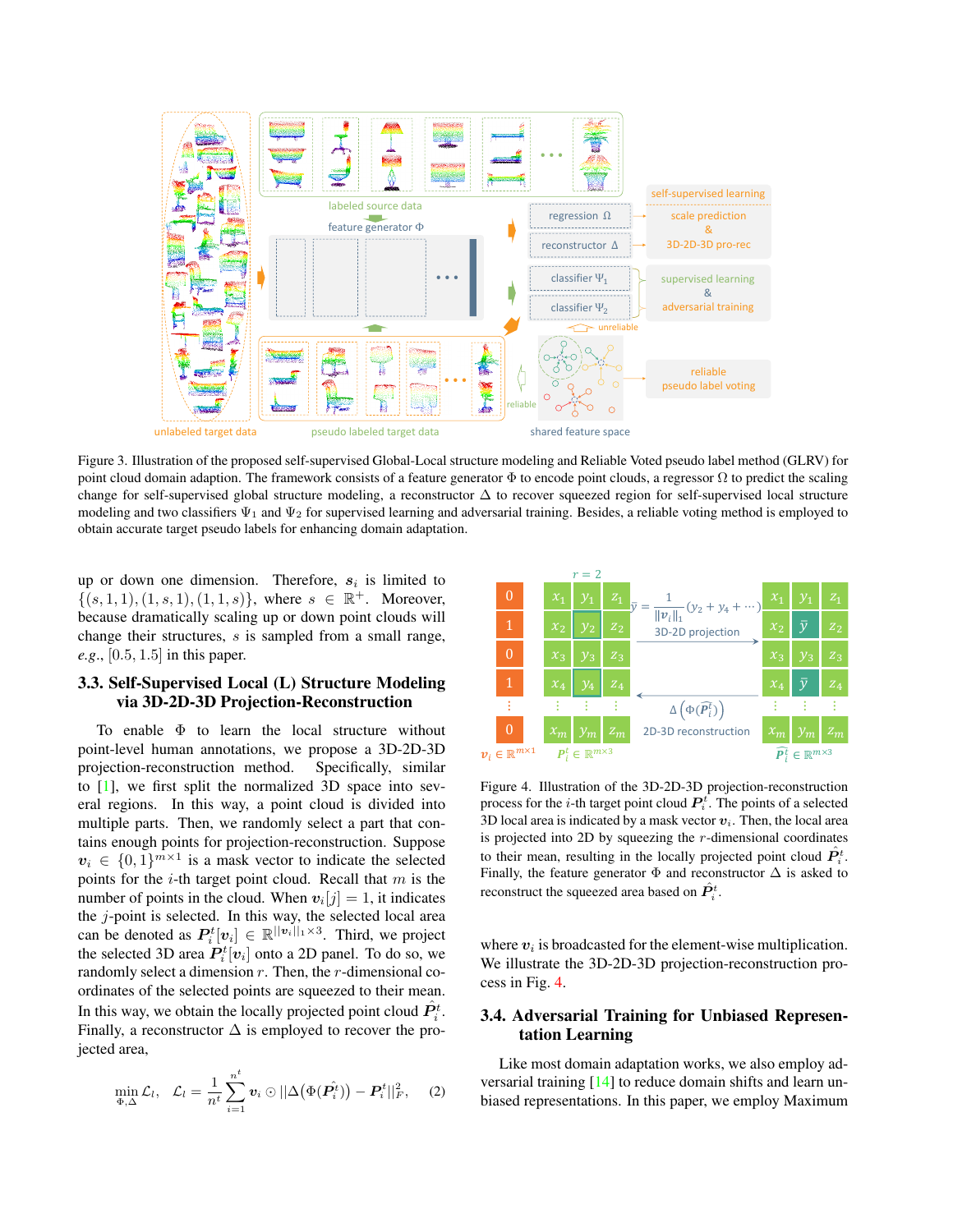Figure 3. Illustration of the proposed self-supervised Global-Local structure modeling and Reliable Voted pseudo label method (GLRV) for point cloud domain adaption. The framework consists of a feature generator $\Phi$ to encode point clouds, a regressor $\Omega$ to predict the scaling change for self-supervised global structure modeling, a reconstructor $\Delta$ to recover squeezed region for self-supervised local structure modeling and two classifiers $\Psi_1$ and $\Psi_2$ for supervised learning and adversarial training. Besides, a reliable voting method is employed to obtain accurate target pseudo labels for enhancing domain adaptation.

up or down one dimension. Therefore, $\boldsymbol{s}_i$ is limited to $\{(s,1,1),(1,s,1),(1,1,s)\}$, where $s \in \mathbb{R}^+$. Moreover, because dramatically scaling up or down point clouds will change their structures, $s$ is sampled from a small range, *e.g.*, $[0.5, 1.5]$ in this paper.

## 3.3. Self-Supervised Local (L) Structure Modeling via 3D-2D-3D Projection-Reconstruction

To enable $\Phi$ to learn the local structure without point-level human annotations, we propose a 3D-2D-3D projection-reconstruction method. Specifically, similar to [1], we first split the normalized 3D space into several regions. In this way, a point cloud is divided into multiple parts. Then, we randomly select a part that contains enough points for projection-reconstruction. Suppose $\boldsymbol{v}_i \in \{0,1\}^{m\times 1}$ is a mask vector to indicate the selected points for the $i$-th target point cloud. Recall that $m$ is the number of points in the cloud. When $\boldsymbol{v}_i[j]=1$, it indicates the $j$-point is selected. In this way, the selected local area can be denoted as $\boldsymbol{P}_i^t[\boldsymbol{v}_i] \in \mathbb{R}^{\|\boldsymbol{v}_i\|_1\times 3}$. Third, we project the selected 3D area $\boldsymbol{P}_i^t[\boldsymbol{v}_i]$ onto a 2D panel. To do so, we randomly select a dimension $r$. Then, the $r$-dimensional coordinates of the selected points are squeezed to their mean. In this way, we obtain the locally projected point cloud $\hat{\boldsymbol{P}}_i^t$. Finally, a reconstructor $\Delta$ is employed to recover the projected area,

$$\min_{\Phi,\Delta} \mathcal{L}_l, \quad \mathcal{L}_l = \frac{1}{n^t}\sum_{i=1}^{n^t} \boldsymbol{v}_i \odot \|\Delta(\Phi(\hat{\boldsymbol{P}}_i^t)) - \boldsymbol{P}_i^t\|_F^2, \tag{2}$$

Figure 4. Illustration of the 3D-2D-3D projection-reconstruction process for the $i$-th target point cloud $\boldsymbol{P}_i^t$. The points of a selected 3D local area is indicated by a mask vector $\boldsymbol{v}_i$. Then, the local area is projected into 2D by squeezing the $r$-dimensional coordinates to their mean, resulting in the locally projected point cloud $\hat{\boldsymbol{P}}_i^t$. Finally, the feature generator $\Phi$ and reconstructor $\Delta$ is asked to reconstruct the squeezed area based on $\hat{\boldsymbol{P}}_i^t$.

where $\boldsymbol{v}_i$ is broadcasted for the element-wise multiplication. We illustrate the 3D-2D-3D projection-reconstruction process in Fig. 4.

## 3.4. Adversarial Training for Unbiased Representation Learning

Like most domain adaptation works, we also employ adversarial training [14] to reduce domain shifts and learn unbiased representations. In this paper, we employ Maximum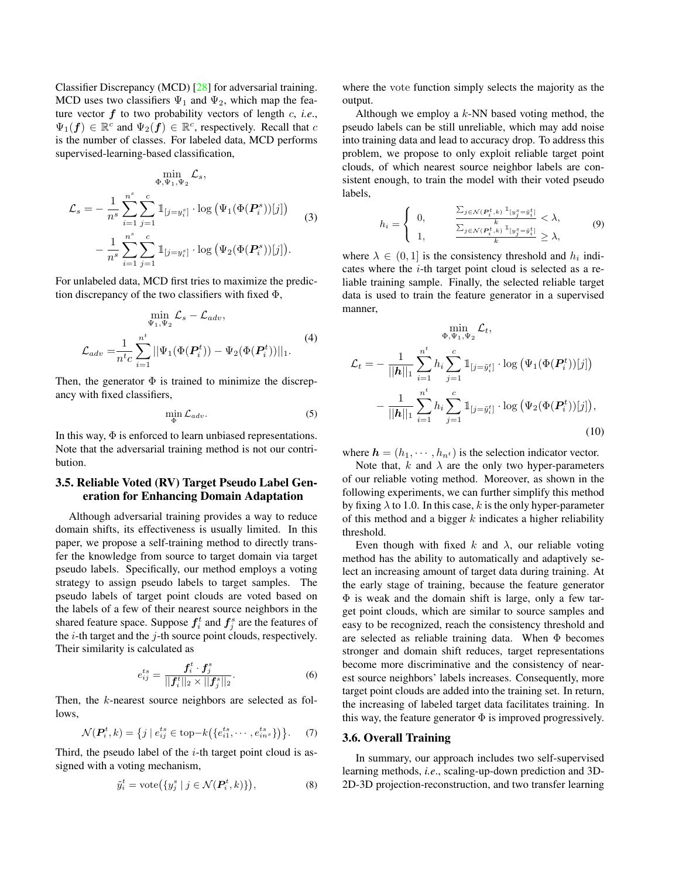Classifier Discrepancy (MCD) [28] for adversarial training. MCD uses two classifiers $\Psi_1$ and $\Psi_2$, which map the feature vector $\boldsymbol{f}$ to two probability vectors of length $c$, *i.e*., $\Psi_1(\boldsymbol{f}) \in \mathbb{R}^c$ and $\Psi_2(\boldsymbol{f}) \in \mathbb{R}^c$, respectively. Recall that $c$ is the number of classes. For labeled data, MCD performs supervised-learning-based classification,

$$
\begin{aligned}
&\min_{\Phi,\Psi_1,\Psi_2} \mathcal{L}_s, \\
\mathcal{L}_s = &-\frac{1}{n^s}\sum_{i=1}^{n^s}\sum_{j=1}^{c} \mathbb{1}_{[j=y_i^s]} \cdot \log\big(\Psi_1(\Phi(\boldsymbol{P}_i^s))[j]\big) \\
&-\frac{1}{n^s}\sum_{i=1}^{n^s}\sum_{j=1}^{c} \mathbb{1}_{[j=y_i^s]} \cdot \log\big(\Psi_2(\Phi(\boldsymbol{P}_i^s))[j]\big).
\end{aligned} \tag{3}
$$

For unlabeled data, MCD first tries to maximize the prediction discrepancy of the two classifiers with fixed $\Phi$,

$$
\begin{aligned}
&\min_{\Psi_1,\Psi_2} \mathcal{L}_s - \mathcal{L}_{adv}, \\
\mathcal{L}_{adv} = &\frac{1}{n^t c}\sum_{i=1}^{n^t} ||\Psi_1(\Phi(\boldsymbol{P}_i^t)) - \Psi_2(\Phi(\boldsymbol{P}_i^t))||_1.
\end{aligned} \tag{4}
$$

Then, the generator $\Phi$ is trained to minimize the discrepancy with fixed classifiers,

$$
\min_{\Phi} \mathcal{L}_{adv}. \tag{5}
$$

In this way, $\Phi$ is enforced to learn unbiased representations. Note that the adversarial training method is not our contribution.

### 3.5. Reliable Voted (RV) Target Pseudo Label Generation for Enhancing Domain Adaptation

Although adversarial training provides a way to reduce domain shifts, its effectiveness is usually limited. In this paper, we propose a self-training method to directly transfer the knowledge from source to target domain via target pseudo labels. Specifically, our method employs a voting strategy to assign pseudo labels to target samples. The pseudo labels of target point clouds are voted based on the labels of a few of their nearest source neighbors in the shared feature space. Suppose $\boldsymbol{f}_i^t$ and $\boldsymbol{f}_j^s$ are the features of the $i$-th target and the $j$-th source point clouds, respectively. Their similarity is calculated as

$$
e_{ij}^{ts} = \frac{\boldsymbol{f}_i^t \cdot \boldsymbol{f}_j^s}{||\boldsymbol{f}_i^t||_2 \times ||\boldsymbol{f}_j^s||_2}. \tag{6}
$$

Then, the $k$-nearest source neighbors are selected as follows,

$$
\mathcal{N}(\boldsymbol{P}_i^t, k) = \big\{ j \mid e_{ij}^{ts} \in \text{top-}k\big(\{e_{i1}^{ts}, \cdots, e_{in^s}^{ts}\}\big)\big\}. \tag{7}
$$

Third, the pseudo label of the $i$-th target point cloud is assigned with a voting mechanism,

$$
\bar{y}_i^t = \text{vote}\big(\{y_j^s \mid j \in \mathcal{N}(\boldsymbol{P}_i^t, k)\}\big), \tag{8}
$$

where the vote function simply selects the majority as the output.

Although we employ a $k$-NN based voting method, the pseudo labels can be still unreliable, which may add noise into training data and lead to accuracy drop. To address this problem, we propose to only exploit reliable target point clouds, of which nearest source neighbor labels are consistent enough, to train the model with their voted pseudo labels,

$$
h_i = \begin{cases} 0, & \frac{\sum_{j\in\mathcal{N}(\boldsymbol{P}_i^t,k)} \mathbb{1}_{[y_j^s=\bar{y}_i^t]}}{k} < \lambda, \\ 1, & \frac{\sum_{j\in\mathcal{N}(\boldsymbol{P}_i^t,k)} \mathbb{1}_{[y_j^s=\bar{y}_i^t]}}{k} \geq \lambda, \end{cases} \tag{9}
$$

where $\lambda \in (0, 1]$ is the consistency threshold and $h_i$ indicates where the $i$-th target point cloud is selected as a reliable training sample. Finally, the selected reliable target data is used to train the feature generator in a supervised manner,

$$
\begin{aligned}
&\min_{\Phi,\Psi_1,\Psi_2} \mathcal{L}_t, \\
\mathcal{L}_t = &-\frac{1}{||\boldsymbol{h}||_1}\sum_{i=1}^{n^t} h_i \sum_{j=1}^{c} \mathbb{1}_{[j=\bar{y}_i^t]} \cdot \log\big(\Psi_1(\Phi(\boldsymbol{P}_i^t))[j]\big) \\
&-\frac{1}{||\boldsymbol{h}||_1}\sum_{i=1}^{n^t} h_i \sum_{j=1}^{c} \mathbb{1}_{[j=\bar{y}_i^t]} \cdot \log\big(\Psi_2(\Phi(\boldsymbol{P}_i^t))[j]\big),
\end{aligned} \tag{10}
$$

where $\boldsymbol{h} = (h_1, \cdots, h_{n^t})$ is the selection indicator vector.

Note that, $k$ and $\lambda$ are the only two hyper-parameters of our reliable voting method. Moreover, as shown in the following experiments, we can further simplify this method by fixing $\lambda$ to 1.0. In this case, $k$ is the only hyper-parameter of this method and a bigger $k$ indicates a higher reliability threshold.

Even though with fixed $k$ and $\lambda$, our reliable voting method has the ability to automatically and adaptively select an increasing amount of target data during training. At the early stage of training, because the feature generator $\Phi$ is weak and the domain shift is large, only a few target point clouds, which are similar to source samples and easy to be recognized, reach the consistency threshold and are selected as reliable training data. When $\Phi$ becomes stronger and domain shift reduces, target representations become more discriminative and the consistency of nearest source neighbors' labels increases. Consequently, more target point clouds are added into the training set. In return, the increasing of labeled target data facilitates training. In this way, the feature generator $\Phi$ is improved progressively.

### 3.6. Overall Training

In summary, our approach includes two self-supervised learning methods, *i.e*., scaling-up-down prediction and 3D-2D-3D projection-reconstruction, and two transfer learning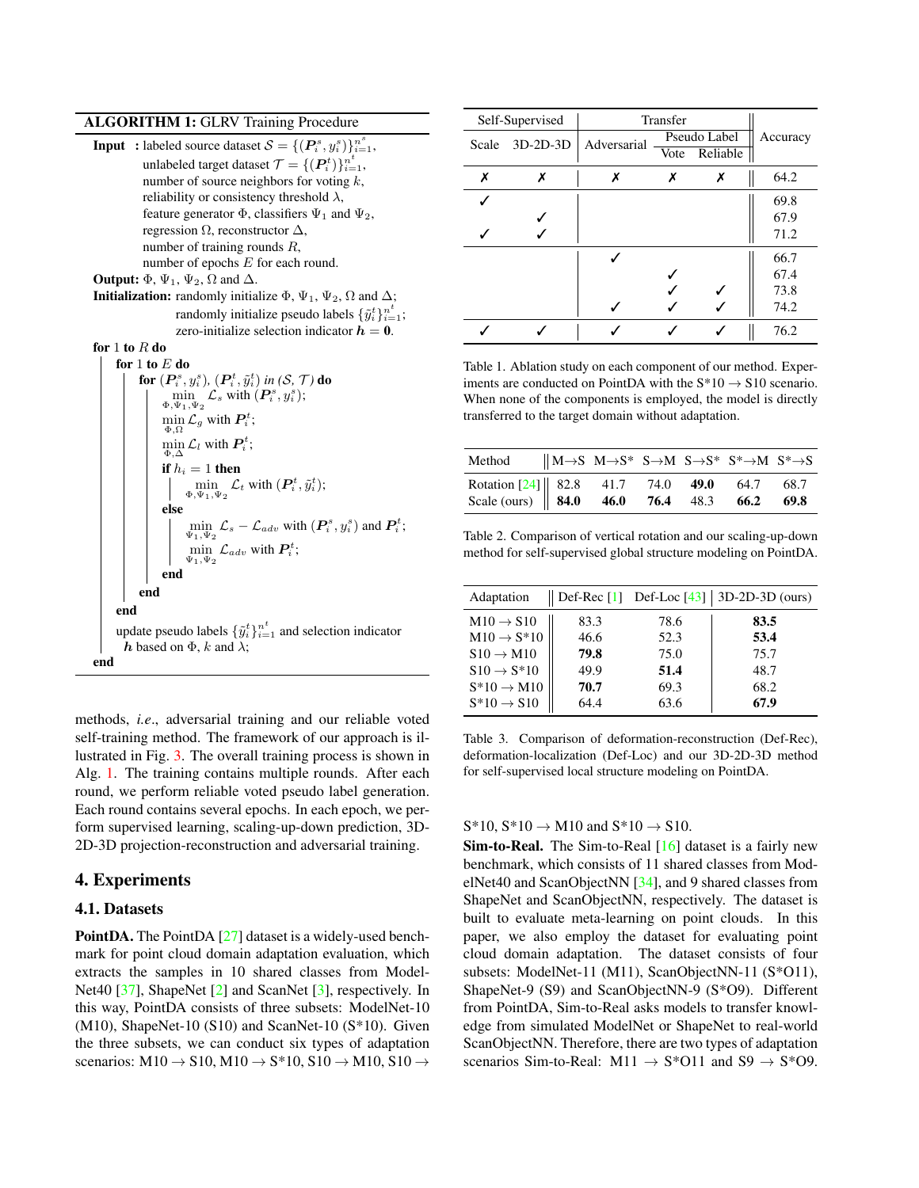**ALGORITHM 1:** GLRV Training Procedure

**Input :** labeled source dataset $\mathcal{S} = \{(\boldsymbol{P}_i^s, y_i^s)\}_{i=1}^{n^s}$,
unlabeled target dataset $\mathcal{T} = \{(\boldsymbol{P}_i^t)\}_{i=1}^{n^t}$,
number of source neighbors for voting $k$,
reliability or consistency threshold $\lambda$,
feature generator $\Phi$, classifiers $\Psi_1$ and $\Psi_2$,
regression $\Omega$, reconstructor $\Delta$,
number of training rounds $R$,
number of epochs $E$ for each round.

**Output:** $\Phi$, $\Psi_1$, $\Psi_2$, $\Omega$ and $\Delta$.

**Initialization:** randomly initialize $\Phi$, $\Psi_1$, $\Psi_2$, $\Omega$ and $\Delta$;
randomly initialize pseudo labels $\{\tilde{y}_i^t\}_{i=1}^{n^t}$;
zero-initialize selection indicator $\boldsymbol{h} = \boldsymbol{0}$.

```
for 1 to R do
    for 1 to E do
        for (P_i^s, y_i^s), (P_i^t, ỹ_i^t) in (S, T) do
            min_{Φ,Ψ1,Ψ2} L_s with (P_i^s, y_i^s);
            min_{Φ,Ω} L_g with P_i^t;
            min_{Φ,Δ} L_l with P_i^t;
            if h_i = 1 then
                min_{Φ,Ψ1,Ψ2} L_t with (P_i^t, ỹ_i^t);
            else
                min_{Ψ1,Ψ2} L_s − L_adv with (P_i^s, y_i^s) and P_i^t;
                min_{Ψ1,Ψ2} L_adv with P_i^t;
            end
        end
    end
    update pseudo labels {ỹ_i^t}_{i=1}^{n^t} and selection indicator
      h based on Φ, k and λ;
end
```

methods, *i.e*., adversarial training and our reliable voted self-training method. The framework of our approach is illustrated in Fig. 3. The overall training process is shown in Alg. 1. The training contains multiple rounds. After each round, we perform reliable voted pseudo label generation. Each round contains several epochs. In each epoch, we perform supervised learning, scaling-up-down prediction, 3D-2D-3D projection-reconstruction and adversarial training.

# 4. Experiments

## 4.1. Datasets

**PointDA.** The PointDA [27] dataset is a widely-used benchmark for point cloud domain adaptation evaluation, which extracts the samples in 10 shared classes from ModelNet40 [37], ShapeNet [2] and ScanNet [3], respectively. In this way, PointDA consists of three subsets: ModelNet-10 (M10), ShapeNet-10 (S10) and ScanNet-10 (S*10). Given the three subsets, we can conduct six types of adaptation scenarios: M10 → S10, M10 → S*10, S10 → M10, S10 → S*10, S*10 → M10 and S*10 → S10.

**Sim-to-Real.** The Sim-to-Real [16] dataset is a fairly new benchmark, which consists of 11 shared classes from ModelNet40 and ScanObjectNN [34], and 9 shared classes from ShapeNet and ScanObjectNN, respectively. The dataset is built to evaluate meta-learning on point clouds. In this paper, we also employ the dataset for evaluating point cloud domain adaptation. The dataset consists of four subsets: ModelNet-11 (M11), ScanObjectNN-11 (S*O11), ShapeNet-9 (S9) and ScanObjectNN-9 (S*O9). Different from PointDA, Sim-to-Real asks models to transfer knowledge from simulated ModelNet or ShapeNet to real-world ScanObjectNN. Therefore, there are two types of adaptation scenarios Sim-to-Real: M11 → S*O11 and S9 → S*O9.

| Self-Supervised | | Transfer | | | Accuracy |
|---|---|---|---|---|---|
| Scale | 3D-2D-3D | Adversarial | Pseudo Label | | |
| | | | Vote | Reliable | |
| ✗ | ✗ | ✗ | ✗ | ✗ | 64.2 |
| ✓ | | | | | 69.8 |
| | ✓ | | | | 67.9 |
| ✓ | ✓ | | | | 71.2 |
| | | ✓ | | | 66.7 |
| | | | ✓ | | 67.4 |
| | | | ✓ | ✓ | 73.8 |
| | | ✓ | ✓ | ✓ | 74.2 |
| ✓ | ✓ | ✓ | ✓ | ✓ | 76.2 |

Table 1. Ablation study on each component of our method. Experiments are conducted on PointDA with the S*10 → S10 scenario. When none of the components is employed, the model is directly transferred to the target domain without adaptation.

| Method | M→S | M→S* | S→M | S→S* | S*→M | S*→S |
|---|---|---|---|---|---|---|
| Rotation [24] | 82.8 | 41.7 | 74.0 | **49.0** | 64.7 | 68.7 |
| Scale (ours) | **84.0** | **46.0** | **76.4** | 48.3 | **66.2** | **69.8** |

Table 2. Comparison of vertical rotation and our scaling-up-down method for self-supervised global structure modeling on PointDA.

| Adaptation | Def-Rec [1] | Def-Loc [43] | 3D-2D-3D (ours) |
|---|---|---|---|
| M10 → S10 | 83.3 | 78.6 | **83.5** |
| M10 → S*10 | 46.6 | 52.3 | **53.4** |
| S10 → M10 | **79.8** | 75.0 | 75.7 |
| S10 → S*10 | 49.9 | **51.4** | 48.7 |
| S*10 → M10 | **70.7** | 69.3 | 68.2 |
| S*10 → S10 | 64.4 | 63.6 | **67.9** |

Table 3. Comparison of deformation-reconstruction (Def-Rec), deformation-localization (Def-Loc) and our 3D-2D-3D method for self-supervised local structure modeling on PointDA.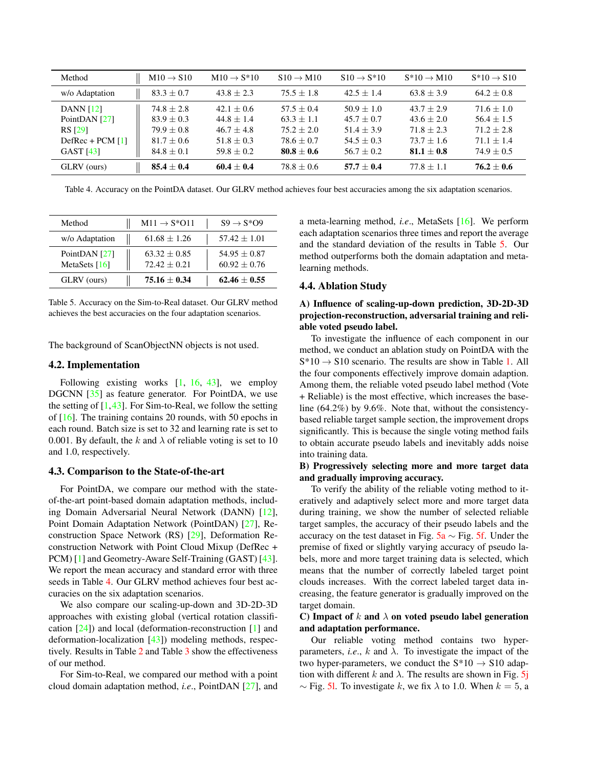| Method | M10 → S10 | M10 → S*10 | S10 → M10 | S10 → S*10 | S*10 → M10 | S*10 → S10 |
|---|---|---|---|---|---|---|
| w/o Adaptation | 83.3 ± 0.7 | 43.8 ± 2.3 | 75.5 ± 1.8 | 42.5 ± 1.4 | 63.8 ± 3.9 | 64.2 ± 0.8 |
| DANN [12] | 74.8 ± 2.8 | 42.1 ± 0.6 | 57.5 ± 0.4 | 50.9 ± 1.0 | 43.7 ± 2.9 | 71.6 ± 1.0 |
| PointDAN [27] | 83.9 ± 0.3 | 44.8 ± 1.4 | 63.3 ± 1.1 | 45.7 ± 0.7 | 43.6 ± 2.0 | 56.4 ± 1.5 |
| RS [29] | 79.9 ± 0.8 | 46.7 ± 4.8 | 75.2 ± 2.0 | 51.4 ± 3.9 | 71.8 ± 2.3 | 71.2 ± 2.8 |
| DefRec + PCM [1] | 81.7 ± 0.6 | 51.8 ± 0.3 | 78.6 ± 0.7 | 54.5 ± 0.3 | 73.7 ± 1.6 | 71.1 ± 1.4 |
| GAST [43] | 84.8 ± 0.1 | 59.8 ± 0.2 | **80.8 ± 0.6** | 56.7 ± 0.2 | **81.1 ± 0.8** | 74.9 ± 0.5 |
| GLRV (ours) | **85.4 ± 0.4** | **60.4 ± 0.4** | 78.8 ± 0.6 | **57.7 ± 0.4** | 77.8 ± 1.1 | **76.2 ± 0.6** |

Table 4. Accuracy on the PointDA dataset. Our GLRV method achieves four best accuracies among the six adaptation scenarios.

| Method | M11 → S*O11 | S9 → S*O9 |
|---|---|---|
| w/o Adaptation | 61.68 ± 1.26 | 57.42 ± 1.01 |
| PointDAN [27] | 63.32 ± 0.85 | 54.95 ± 0.87 |
| MetaSets [16] | 72.42 ± 0.21 | 60.92 ± 0.76 |
| GLRV (ours) | **75.16 ± 0.34** | **62.46 ± 0.55** |

Table 5. Accuracy on the Sim-to-Real dataset. Our GLRV method achieves the best accuracies on the four adaptation scenarios.

The background of ScanObjectNN objects is not used.

### 4.2. Implementation

Following existing works [1, 16, 43], we employ DGCNN [35] as feature generator. For PointDA, we use the setting of [1,43]. For Sim-to-Real, we follow the setting of [16]. The training contains 20 rounds, with 50 epochs in each round. Batch size is set to 32 and learning rate is set to 0.001. By default, the $k$ and $\lambda$ of reliable voting is set to 10 and 1.0, respectively.

### 4.3. Comparison to the State-of-the-art

For PointDA, we compare our method with the state-of-the-art point-based domain adaptation methods, including Domain Adversarial Neural Network (DANN) [12], Point Domain Adaptation Network (PointDAN) [27], Reconstruction Space Network (RS) [29], Deformation Reconstruction Network with Point Cloud Mixup (DefRec + PCM) [1] and Geometry-Aware Self-Training (GAST) [43]. We report the mean accuracy and standard error with three seeds in Table 4. Our GLRV method achieves four best accuracies on the six adaptation scenarios.

We also compare our scaling-up-down and 3D-2D-3D approaches with existing global (vertical rotation classification [24]) and local (deformation-reconstruction [1] and deformation-localization [43]) modeling methods, respectively. Results in Table 2 and Table 3 show the effectiveness of our method.

For Sim-to-Real, we compared our method with a point cloud domain adaptation method, *i.e.*, PointDAN [27], and a meta-learning method, *i.e.*, MetaSets [16]. We perform each adaptation scenarios three times and report the average and the standard deviation of the results in Table 5. Our method outperforms both the domain adaptation and meta-learning methods.

### 4.4. Ablation Study

**A) Influence of scaling-up-down prediction, 3D-2D-3D projection-reconstruction, adversarial training and reliable voted pseudo label.**

To investigate the influence of each component in our method, we conduct an ablation study on PointDA with the S*10 → S10 scenario. The results are show in Table 1. All the four components effectively improve domain adaption. Among them, the reliable voted pseudo label method (Vote + Reliable) is the most effective, which increases the baseline (64.2%) by 9.6%. Note that, without the consistency-based reliable target sample section, the improvement drops significantly. This is because the single voting method fails to obtain accurate pseudo labels and inevitably adds noise into training data.

**B) Progressively selecting more and more target data and gradually improving accuracy.**

To verify the ability of the reliable voting method to iteratively and adaptively select more and more target data during training, we show the number of selected reliable target samples, the accuracy of their pseudo labels and the accuracy on the test dataset in Fig. 5a ∼ Fig. 5f. Under the premise of fixed or slightly varying accuracy of pseudo labels, more and more target training data is selected, which means that the number of correctly labeled target point clouds increases. With the correct labeled target data increasing, the feature generator is gradually improved on the target domain.

**C) Impact of $k$ and $\lambda$ on voted pseudo label generation and adaptation performance.**

Our reliable voting method contains two hyper-parameters, *i.e.*, $k$ and $\lambda$. To investigate the impact of the two hyper-parameters, we conduct the S*10 → S10 adaptation with different $k$ and $\lambda$. The results are shown in Fig. 5j ∼ Fig. 5l. To investigate $k$, we fix $\lambda$ to 1.0. When $k = 5$, a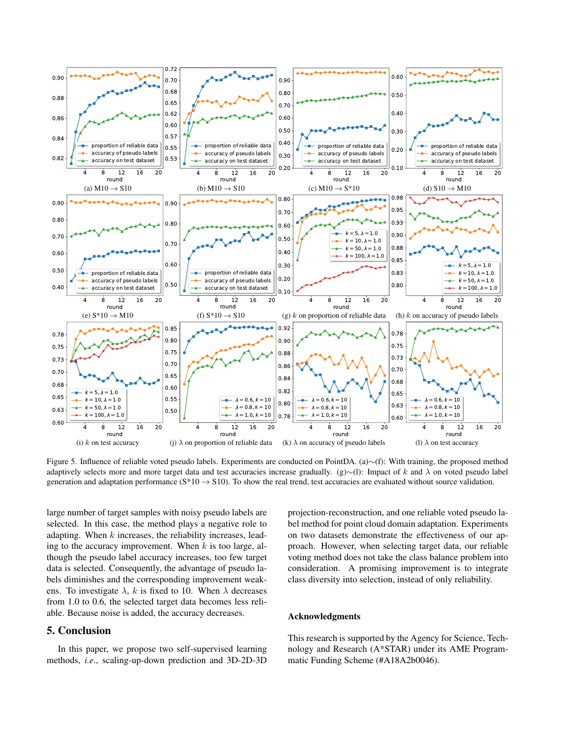(a) M10 → S10
(b) M10 → S10
(c) M10 → S*10
(d) S10 → M10
(e) S*10 → M10
(f) S*10 → S10
(g) $k$ on proportion of reliable data
(h) $k$ on accuracy of pseudo labels
(i) $k$ on test accuracy
(j) $\lambda$ on proportion of reliable data
(k) $\lambda$ on accuracy of pseudo labels
(l) $\lambda$ on test accuracy

Figure 5. Influence of reliable voted pseudo labels. Experiments are conducted on PointDA. (a)∼(f): With training, the proposed method adaptively selects more and more target data and test accuracies increase gradually. (g)∼(l): Impact of $k$ and $\lambda$ on voted pseudo label generation and adaptation performance (S*10 → S10). To show the real trend, test accuracies are evaluated without source validation.

large number of target samples with noisy pseudo labels are selected. In this case, the method plays a negative role to adapting. When $k$ increases, the reliability increases, leading to the accuracy improvement. When $k$ is too large, although the pseudo label accuracy increases, too few target data is selected. Consequently, the advantage of pseudo labels diminishes and the corresponding improvement weakens. To investigate $\lambda$, $k$ is fixed to 10. When $\lambda$ decreases from 1.0 to 0.6, the selected target data becomes less reliable. Because noise is added, the accuracy decreases.

## 5. Conclusion

In this paper, we propose two self-supervised learning methods, *i.e.*, scaling-up-down prediction and 3D-2D-3D projection-reconstruction, and one reliable voted pseudo label method for point cloud domain adaptation. Experiments on two datasets demonstrate the effectiveness of our approach. However, when selecting target data, our reliable voting method does not take the class balance problem into consideration. A promising improvement is to integrate class diversity into selection, instead of only reliability.

### Acknowledgments

This research is supported by the Agency for Science, Technology and Research (A*STAR) under its AME Programmatic Funding Scheme (#A18A2b0046).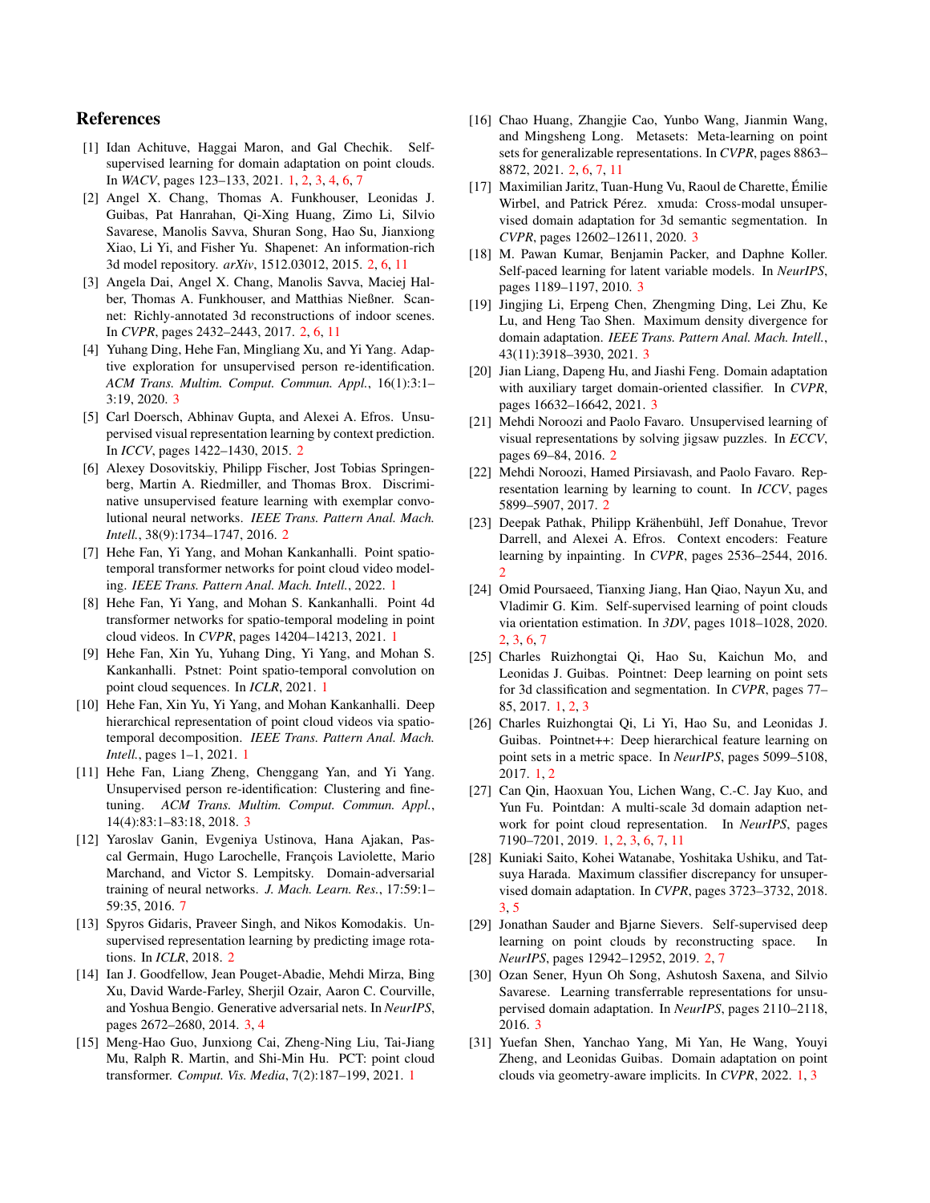## References

[1] Idan Achituve, Haggai Maron, and Gal Chechik. Self-supervised learning for domain adaptation on point clouds. In *WACV*, pages 123–133, 2021. 1, 2, 3, 4, 6, 7

[2] Angel X. Chang, Thomas A. Funkhouser, Leonidas J. Guibas, Pat Hanrahan, Qi-Xing Huang, Zimo Li, Silvio Savarese, Manolis Savva, Shuran Song, Hao Su, Jianxiong Xiao, Li Yi, and Fisher Yu. Shapenet: An information-rich 3d model repository. *arXiv*, 1512.03012, 2015. 2, 6, 11

[3] Angela Dai, Angel X. Chang, Manolis Savva, Maciej Halber, Thomas A. Funkhouser, and Matthias Nießner. Scannet: Richly-annotated 3d reconstructions of indoor scenes. In *CVPR*, pages 2432–2443, 2017. 2, 6, 11

[4] Yuhang Ding, Hehe Fan, Mingliang Xu, and Yi Yang. Adaptive exploration for unsupervised person re-identification. *ACM Trans. Multim. Comput. Commun. Appl.*, 16(1):3:1–3:19, 2020. 3

[5] Carl Doersch, Abhinav Gupta, and Alexei A. Efros. Unsupervised visual representation learning by context prediction. In *ICCV*, pages 1422–1430, 2015. 2

[6] Alexey Dosovitskiy, Philipp Fischer, Jost Tobias Springenberg, Martin A. Riedmiller, and Thomas Brox. Discriminative unsupervised feature learning with exemplar convolutional neural networks. *IEEE Trans. Pattern Anal. Mach. Intell.*, 38(9):1734–1747, 2016. 2

[7] Hehe Fan, Yi Yang, and Mohan Kankanhalli. Point spatio-temporal transformer networks for point cloud video modeling. *IEEE Trans. Pattern Anal. Mach. Intell.*, 2022. 1

[8] Hehe Fan, Yi Yang, and Mohan S. Kankanhalli. Point 4d transformer networks for spatio-temporal modeling in point cloud videos. In *CVPR*, pages 14204–14213, 2021. 1

[9] Hehe Fan, Xin Yu, Yuhang Ding, Yi Yang, and Mohan S. Kankanhalli. Pstnet: Point spatio-temporal convolution on point cloud sequences. In *ICLR*, 2021. 1

[10] Hehe Fan, Xin Yu, Yi Yang, and Mohan Kankanhalli. Deep hierarchical representation of point cloud videos via spatio-temporal decomposition. *IEEE Trans. Pattern Anal. Mach. Intell.*, pages 1–1, 2021. 1

[11] Hehe Fan, Liang Zheng, Chenggang Yan, and Yi Yang. Unsupervised person re-identification: Clustering and fine-tuning. *ACM Trans. Multim. Comput. Commun. Appl.*, 14(4):83:1–83:18, 2018. 3

[12] Yaroslav Ganin, Evgeniya Ustinova, Hana Ajakan, Pascal Germain, Hugo Larochelle, François Laviolette, Mario Marchand, and Victor S. Lempitsky. Domain-adversarial training of neural networks. *J. Mach. Learn. Res.*, 17:59:1–59:35, 2016. 7

[13] Spyros Gidaris, Praveer Singh, and Nikos Komodakis. Unsupervised representation learning by predicting image rotations. In *ICLR*, 2018. 2

[14] Ian J. Goodfellow, Jean Pouget-Abadie, Mehdi Mirza, Bing Xu, David Warde-Farley, Sherjil Ozair, Aaron C. Courville, and Yoshua Bengio. Generative adversarial nets. In *NeurIPS*, pages 2672–2680, 2014. 3, 4

[15] Meng-Hao Guo, Junxiong Cai, Zheng-Ning Liu, Tai-Jiang Mu, Ralph R. Martin, and Shi-Min Hu. PCT: point cloud transformer. *Comput. Vis. Media*, 7(2):187–199, 2021. 1

[16] Chao Huang, Zhangjie Cao, Yunbo Wang, Jianmin Wang, and Mingsheng Long. Metasets: Meta-learning on point sets for generalizable representations. In *CVPR*, pages 8863–8872, 2021. 2, 6, 7, 11

[17] Maximilian Jaritz, Tuan-Hung Vu, Raoul de Charette, Émilie Wirbel, and Patrick Pérez. xmuda: Cross-modal unsupervised domain adaptation for 3d semantic segmentation. In *CVPR*, pages 12602–12611, 2020. 3

[18] M. Pawan Kumar, Benjamin Packer, and Daphne Koller. Self-paced learning for latent variable models. In *NeurIPS*, pages 1189–1197, 2010. 3

[19] Jingjing Li, Erpeng Chen, Zhengming Ding, Lei Zhu, Ke Lu, and Heng Tao Shen. Maximum density divergence for domain adaptation. *IEEE Trans. Pattern Anal. Mach. Intell.*, 43(11):3918–3930, 2021. 3

[20] Jian Liang, Dapeng Hu, and Jiashi Feng. Domain adaptation with auxiliary target domain-oriented classifier. In *CVPR*, pages 16632–16642, 2021. 3

[21] Mehdi Noroozi and Paolo Favaro. Unsupervised learning of visual representations by solving jigsaw puzzles. In *ECCV*, pages 69–84, 2016. 2

[22] Mehdi Noroozi, Hamed Pirsiavash, and Paolo Favaro. Representation learning by learning to count. In *ICCV*, pages 5899–5907, 2017. 2

[23] Deepak Pathak, Philipp Krähenbühl, Jeff Donahue, Trevor Darrell, and Alexei A. Efros. Context encoders: Feature learning by inpainting. In *CVPR*, pages 2536–2544, 2016. 2

[24] Omid Poursaeed, Tianxing Jiang, Han Qiao, Nayun Xu, and Vladimir G. Kim. Self-supervised learning of point clouds via orientation estimation. In *3DV*, pages 1018–1028, 2020. 2, 3, 6, 7

[25] Charles Ruizhongtai Qi, Hao Su, Kaichun Mo, and Leonidas J. Guibas. Pointnet: Deep learning on point sets for 3d classification and segmentation. In *CVPR*, pages 77–85, 2017. 1, 2, 3

[26] Charles Ruizhongtai Qi, Li Yi, Hao Su, and Leonidas J. Guibas. Pointnet++: Deep hierarchical feature learning on point sets in a metric space. In *NeurIPS*, pages 5099–5108, 2017. 1, 2

[27] Can Qin, Haoxuan You, Lichen Wang, C.-C. Jay Kuo, and Yun Fu. Pointdan: A multi-scale 3d domain adaption network for point cloud representation. In *NeurIPS*, pages 7190–7201, 2019. 1, 2, 3, 6, 7, 11

[28] Kuniaki Saito, Kohei Watanabe, Yoshitaka Ushiku, and Tatsuya Harada. Maximum classifier discrepancy for unsupervised domain adaptation. In *CVPR*, pages 3723–3732, 2018. 3, 5

[29] Jonathan Sauder and Bjarne Sievers. Self-supervised deep learning on point clouds by reconstructing space. In *NeurIPS*, pages 12942–12952, 2019. 2, 7

[30] Ozan Sener, Hyun Oh Song, Ashutosh Saxena, and Silvio Savarese. Learning transferrable representations for unsupervised domain adaptation. In *NeurIPS*, pages 2110–2118, 2016. 3

[31] Yuefan Shen, Yanchao Yang, Mi Yan, He Wang, Youyi Zheng, and Leonidas Guibas. Domain adaptation on point clouds via geometry-aware implicits. In *CVPR*, 2022. 1, 3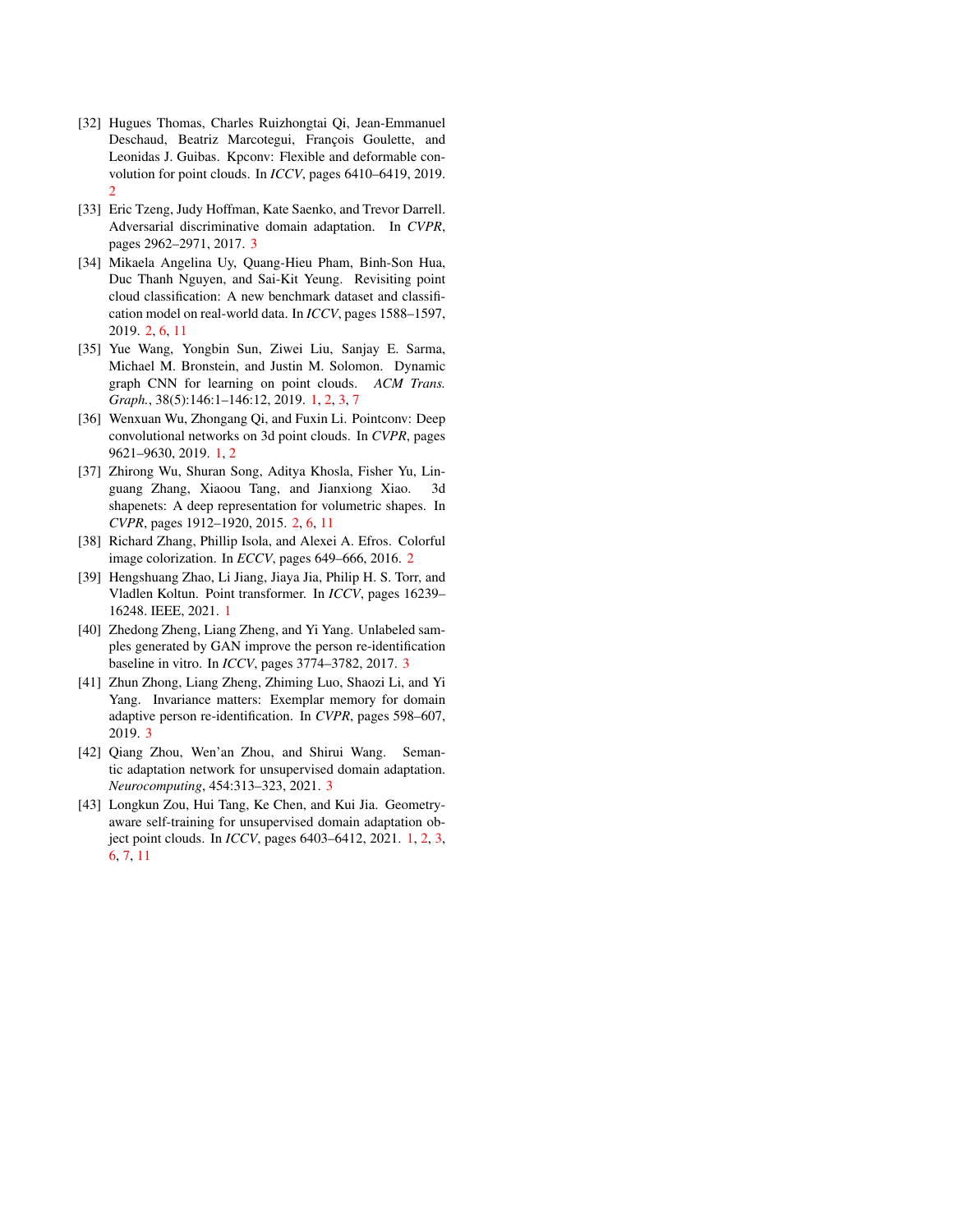[32] Hugues Thomas, Charles Ruizhongtai Qi, Jean-Emmanuel Deschaud, Beatriz Marcotegui, François Goulette, and Leonidas J. Guibas. Kpconv: Flexible and deformable convolution for point clouds. In *ICCV*, pages 6410–6419, 2019. 2

[33] Eric Tzeng, Judy Hoffman, Kate Saenko, and Trevor Darrell. Adversarial discriminative domain adaptation. In *CVPR*, pages 2962–2971, 2017. 3

[34] Mikaela Angelina Uy, Quang-Hieu Pham, Binh-Son Hua, Duc Thanh Nguyen, and Sai-Kit Yeung. Revisiting point cloud classification: A new benchmark dataset and classification model on real-world data. In *ICCV*, pages 1588–1597, 2019. 2, 6, 11

[35] Yue Wang, Yongbin Sun, Ziwei Liu, Sanjay E. Sarma, Michael M. Bronstein, and Justin M. Solomon. Dynamic graph CNN for learning on point clouds. *ACM Trans. Graph.*, 38(5):146:1–146:12, 2019. 1, 2, 3, 7

[36] Wenxuan Wu, Zhongang Qi, and Fuxin Li. Pointconv: Deep convolutional networks on 3d point clouds. In *CVPR*, pages 9621–9630, 2019. 1, 2

[37] Zhirong Wu, Shuran Song, Aditya Khosla, Fisher Yu, Linguang Zhang, Xiaoou Tang, and Jianxiong Xiao. 3d shapenets: A deep representation for volumetric shapes. In *CVPR*, pages 1912–1920, 2015. 2, 6, 11

[38] Richard Zhang, Phillip Isola, and Alexei A. Efros. Colorful image colorization. In *ECCV*, pages 649–666, 2016. 2

[39] Hengshuang Zhao, Li Jiang, Jiaya Jia, Philip H. S. Torr, and Vladlen Koltun. Point transformer. In *ICCV*, pages 16239–16248. IEEE, 2021. 1

[40] Zhedong Zheng, Liang Zheng, and Yi Yang. Unlabeled samples generated by GAN improve the person re-identification baseline in vitro. In *ICCV*, pages 3774–3782, 2017. 3

[41] Zhun Zhong, Liang Zheng, Zhiming Luo, Shaozi Li, and Yi Yang. Invariance matters: Exemplar memory for domain adaptive person re-identification. In *CVPR*, pages 598–607, 2019. 3

[42] Qiang Zhou, Wen'an Zhou, and Shirui Wang. Semantic adaptation network for unsupervised domain adaptation. *Neurocomputing*, 454:313–323, 2021. 3

[43] Longkun Zou, Hui Tang, Ke Chen, and Kui Jia. Geometry-aware self-training for unsupervised domain adaptation object point clouds. In *ICCV*, pages 6403–6412, 2021. 1, 2, 3, 6, 7, 11